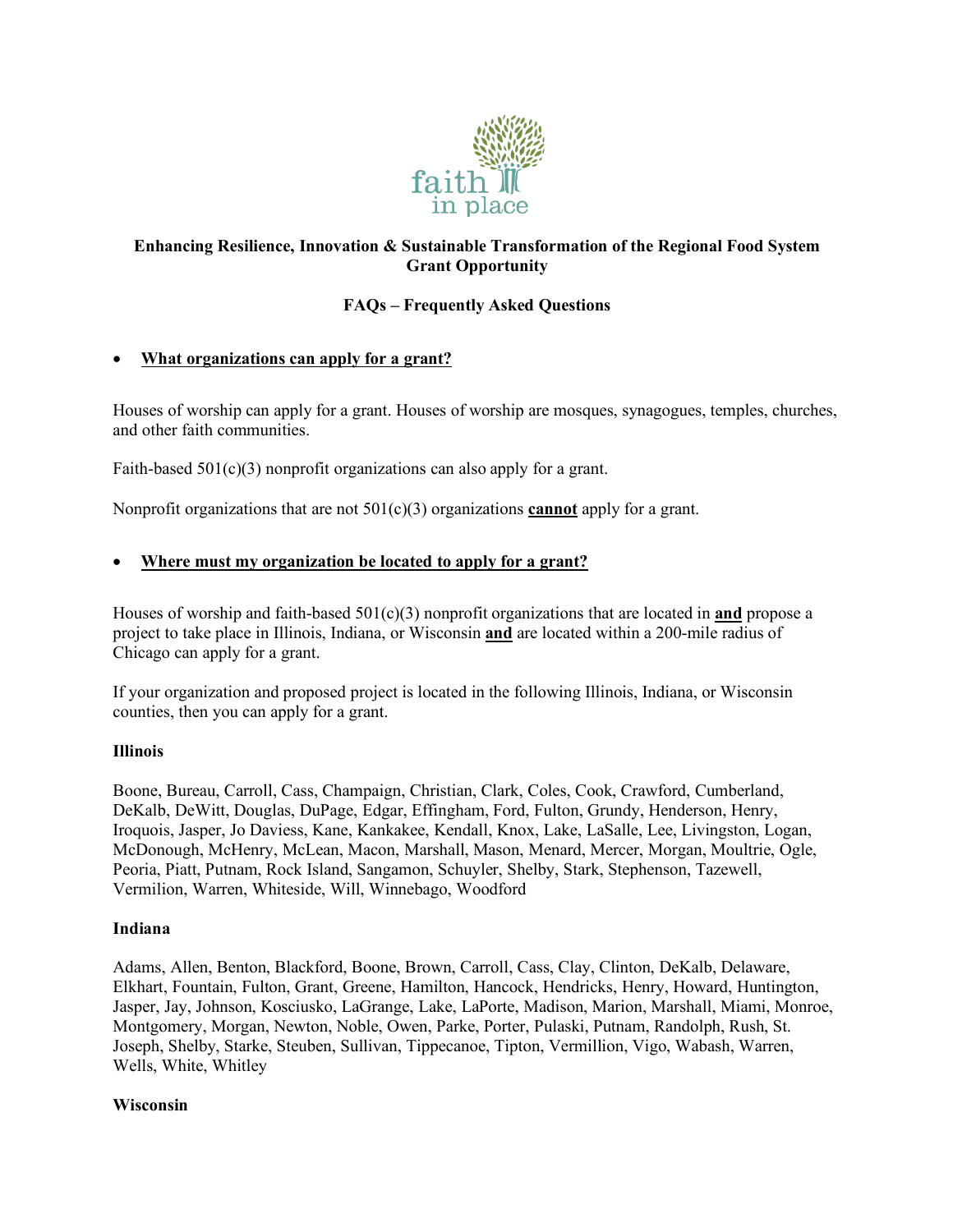**Enhancing Resilience, Innovation & Sustainable Transformation of the Regional Food System Grant Opportunity**

**FAQs – Frequently Asked Questions**

- **What organizations can apply for a grant?**

Houses of worship can apply for a grant. Houses of worship are mosques, synagogues, temples, churches, and other faith communities.

Faith-based 501(c)(3) nonprofit organizations can also apply for a grant.

Nonprofit organizations that are not 501(c)(3) organizations **cannot** apply for a grant.

- **Where must my organization be located to apply for a grant?**

Houses of worship and faith-based 501(c)(3) nonprofit organizations that are located in **and** propose a project to take place in Illinois, Indiana, or Wisconsin **and** are located within a 200-mile radius of Chicago can apply for a grant.

If your organization and proposed project is located in the following Illinois, Indiana, or Wisconsin counties, then you can apply for a grant.

**Illinois**

Boone, Bureau, Carroll, Cass, Champaign, Christian, Clark, Coles, Cook, Crawford, Cumberland, DeKalb, DeWitt, Douglas, DuPage, Edgar, Effingham, Ford, Fulton, Grundy, Henderson, Henry, Iroquois, Jasper, Jo Daviess, Kane, Kankakee, Kendall, Knox, Lake, LaSalle, Lee, Livingston, Logan, McDonough, McHenry, McLean, Macon, Marshall, Mason, Menard, Mercer, Morgan, Moultrie, Ogle, Peoria, Piatt, Putnam, Rock Island, Sangamon, Schuyler, Shelby, Stark, Stephenson, Tazewell, Vermilion, Warren, Whiteside, Will, Winnebago, Woodford

**Indiana**

Adams, Allen, Benton, Blackford, Boone, Brown, Carroll, Cass, Clay, Clinton, DeKalb, Delaware, Elkhart, Fountain, Fulton, Grant, Greene, Hamilton, Hancock, Hendricks, Henry, Howard, Huntington, Jasper, Jay, Johnson, Kosciusko, LaGrange, Lake, LaPorte, Madison, Marion, Marshall, Miami, Monroe, Montgomery, Morgan, Newton, Noble, Owen, Parke, Porter, Pulaski, Putnam, Randolph, Rush, St. Joseph, Shelby, Starke, Steuben, Sullivan, Tippecanoe, Tipton, Vermillion, Vigo, Wabash, Warren, Wells, White, Whitley

**Wisconsin**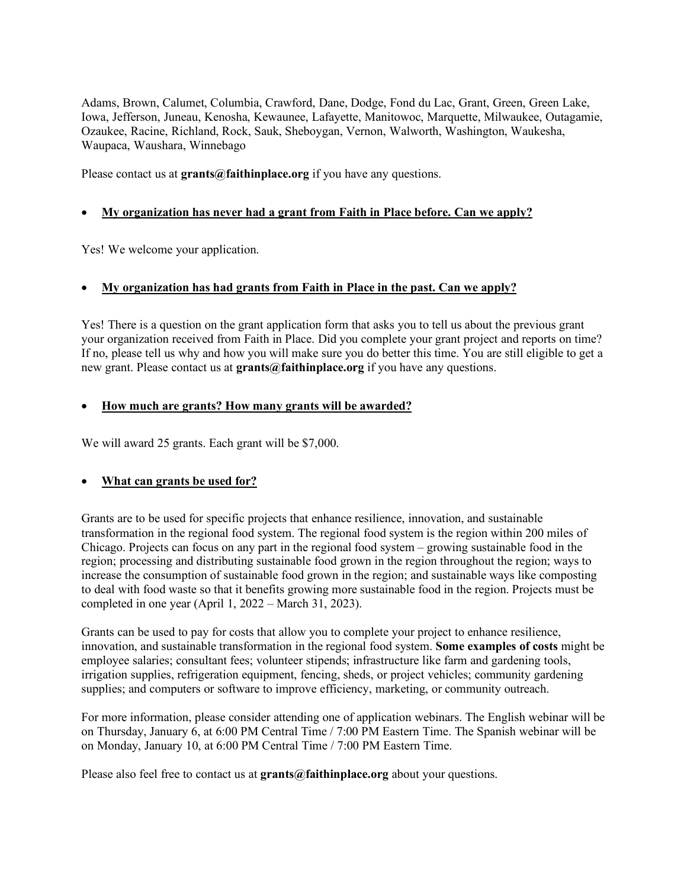Adams, Brown, Calumet, Columbia, Crawford, Dane, Dodge, Fond du Lac, Grant, Green, Green Lake, Iowa, Jefferson, Juneau, Kenosha, Kewaunee, Lafayette, Manitowoc, Marquette, Milwaukee, Outagamie, Ozaukee, Racine, Richland, Rock, Sauk, Sheboygan, Vernon, Walworth, Washington, Waukesha, Waupaca, Waushara, Winnebago

Please contact us at **grants@faithinplace.org** if you have any questions.

- **<u>My organization has never had a grant from Faith in Place before. Can we apply?</u>**

Yes! We welcome your application.

- **<u>My organization has had grants from Faith in Place in the past. Can we apply?</u>**

Yes! There is a question on the grant application form that asks you to tell us about the previous grant your organization received from Faith in Place. Did you complete your grant project and reports on time? If no, please tell us why and how you will make sure you do better this time. You are still eligible to get a new grant. Please contact us at **grants@faithinplace.org** if you have any questions.

- **<u>How much are grants? How many grants will be awarded?</u>**

We will award 25 grants. Each grant will be $7,000.

- **<u>What can grants be used for?</u>**

Grants are to be used for specific projects that enhance resilience, innovation, and sustainable transformation in the regional food system. The regional food system is the region within 200 miles of Chicago. Projects can focus on any part in the regional food system – growing sustainable food in the region; processing and distributing sustainable food grown in the region throughout the region; ways to increase the consumption of sustainable food grown in the region; and sustainable ways like composting to deal with food waste so that it benefits growing more sustainable food in the region. Projects must be completed in one year (April 1, 2022 – March 31, 2023).

Grants can be used to pay for costs that allow you to complete your project to enhance resilience, innovation, and sustainable transformation in the regional food system. **Some examples of costs** might be employee salaries; consultant fees; volunteer stipends; infrastructure like farm and gardening tools, irrigation supplies, refrigeration equipment, fencing, sheds, or project vehicles; community gardening supplies; and computers or software to improve efficiency, marketing, or community outreach.

For more information, please consider attending one of application webinars. The English webinar will be on Thursday, January 6, at 6:00 PM Central Time / 7:00 PM Eastern Time. The Spanish webinar will be on Monday, January 10, at 6:00 PM Central Time / 7:00 PM Eastern Time.

Please also feel free to contact us at **grants@faithinplace.org** about your questions.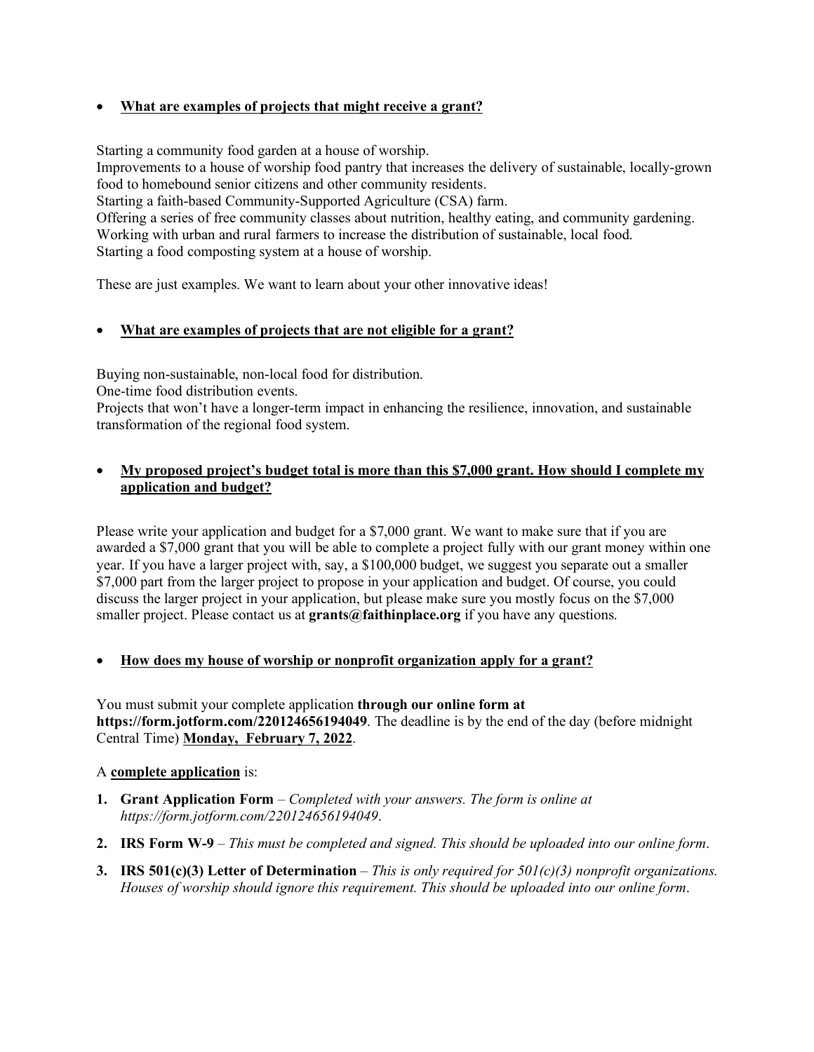- **What are examples of projects that might receive a grant?**

Starting a community food garden at a house of worship.
Improvements to a house of worship food pantry that increases the delivery of sustainable, locally-grown food to homebound senior citizens and other community residents.
Starting a faith-based Community-Supported Agriculture (CSA) farm.
Offering a series of free community classes about nutrition, healthy eating, and community gardening.
Working with urban and rural farmers to increase the distribution of sustainable, local food.
Starting a food composting system at a house of worship.

These are just examples. We want to learn about your other innovative ideas!

- **What are examples of projects that are not eligible for a grant?**

Buying non-sustainable, non-local food for distribution.
One-time food distribution events.
Projects that won't have a longer-term impact in enhancing the resilience, innovation, and sustainable transformation of the regional food system.

- **My proposed project's budget total is more than this $7,000 grant. How should I complete my application and budget?**

Please write your application and budget for a $7,000 grant. We want to make sure that if you are awarded a $7,000 grant that you will be able to complete a project fully with our grant money within one year. If you have a larger project with, say, a $100,000 budget, we suggest you separate out a smaller $7,000 part from the larger project to propose in your application and budget. Of course, you could discuss the larger project in your application, but please make sure you mostly focus on the $7,000 smaller project. Please contact us at **grants@faithinplace.org** if you have any questions.

- **How does my house of worship or nonprofit organization apply for a grant?**

You must submit your complete application **through our online form at https://form.jotform.com/220124656194049**. The deadline is by the end of the day (before midnight Central Time) **Monday, February 7, 2022**.

A **complete application** is:

1. **Grant Application Form** – *Completed with your answers. The form is online at https://form.jotform.com/220124656194049*.
2. **IRS Form W-9** – *This must be completed and signed. This should be uploaded into our online form*.
3. **IRS 501(c)(3) Letter of Determination** – *This is only required for 501(c)(3) nonprofit organizations. Houses of worship should ignore this requirement. This should be uploaded into our online form*.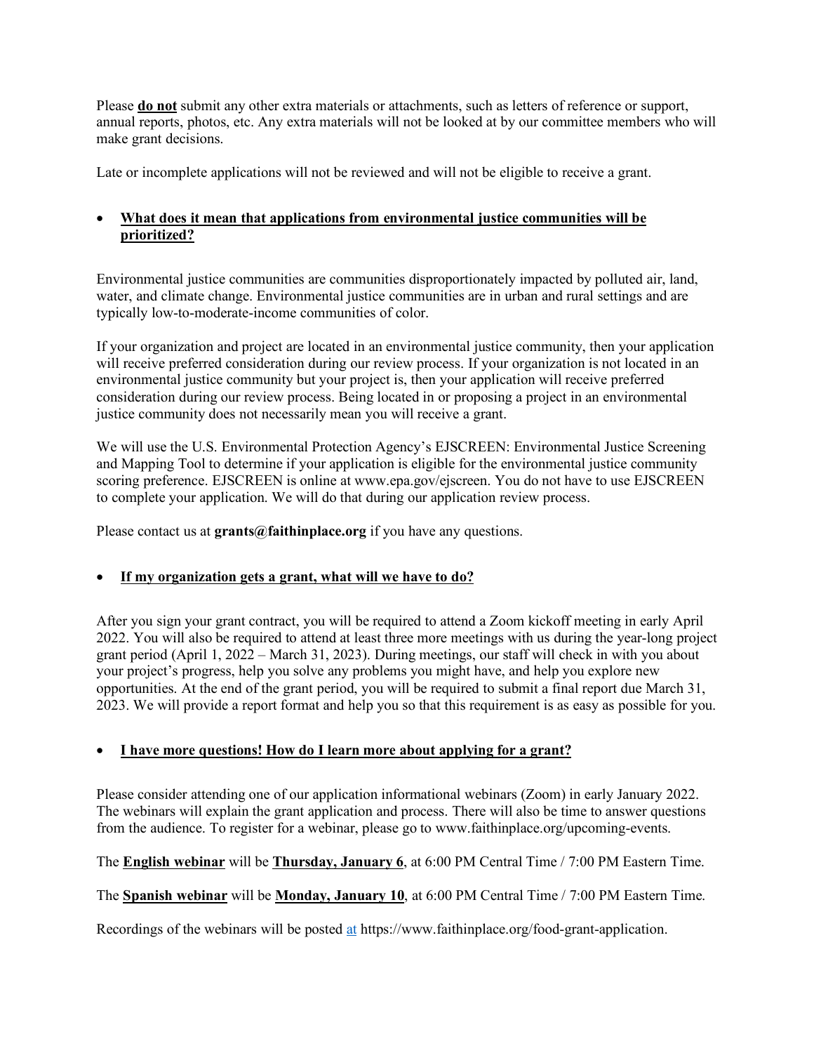Please **do not** submit any other extra materials or attachments, such as letters of reference or support, annual reports, photos, etc. Any extra materials will not be looked at by our committee members who will make grant decisions.

Late or incomplete applications will not be reviewed and will not be eligible to receive a grant.

- **What does it mean that applications from environmental justice communities will be prioritized?**

Environmental justice communities are communities disproportionately impacted by polluted air, land, water, and climate change. Environmental justice communities are in urban and rural settings and are typically low-to-moderate-income communities of color.

If your organization and project are located in an environmental justice community, then your application will receive preferred consideration during our review process. If your organization is not located in an environmental justice community but your project is, then your application will receive preferred consideration during our review process. Being located in or proposing a project in an environmental justice community does not necessarily mean you will receive a grant.

We will use the U.S. Environmental Protection Agency's EJSCREEN: Environmental Justice Screening and Mapping Tool to determine if your application is eligible for the environmental justice community scoring preference. EJSCREEN is online at www.epa.gov/ejscreen. You do not have to use EJSCREEN to complete your application. We will do that during our application review process.

Please contact us at **grants@faithinplace.org** if you have any questions.

- **If my organization gets a grant, what will we have to do?**

After you sign your grant contract, you will be required to attend a Zoom kickoff meeting in early April 2022. You will also be required to attend at least three more meetings with us during the year-long project grant period (April 1, 2022 – March 31, 2023). During meetings, our staff will check in with you about your project's progress, help you solve any problems you might have, and help you explore new opportunities. At the end of the grant period, you will be required to submit a final report due March 31, 2023. We will provide a report format and help you so that this requirement is as easy as possible for you.

- **I have more questions! How do I learn more about applying for a grant?**

Please consider attending one of our application informational webinars (Zoom) in early January 2022. The webinars will explain the grant application and process. There will also be time to answer questions from the audience. To register for a webinar, please go to www.faithinplace.org/upcoming-events.

The **English webinar** will be **Thursday, January 6**, at 6:00 PM Central Time / 7:00 PM Eastern Time.

The **Spanish webinar** will be **Monday, January 10**, at 6:00 PM Central Time / 7:00 PM Eastern Time.

Recordings of the webinars will be posted at https://www.faithinplace.org/food-grant-application.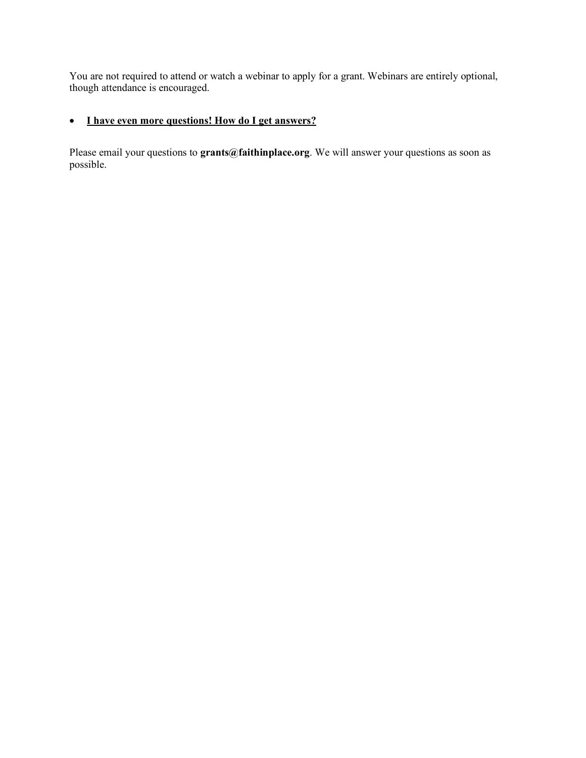You are not required to attend or watch a webinar to apply for a grant. Webinars are entirely optional, though attendance is encouraged.

- **<u>I have even more questions! How do I get answers?</u>**

Please email your questions to **grants@faithinplace.org**. We will answer your questions as soon as possible.